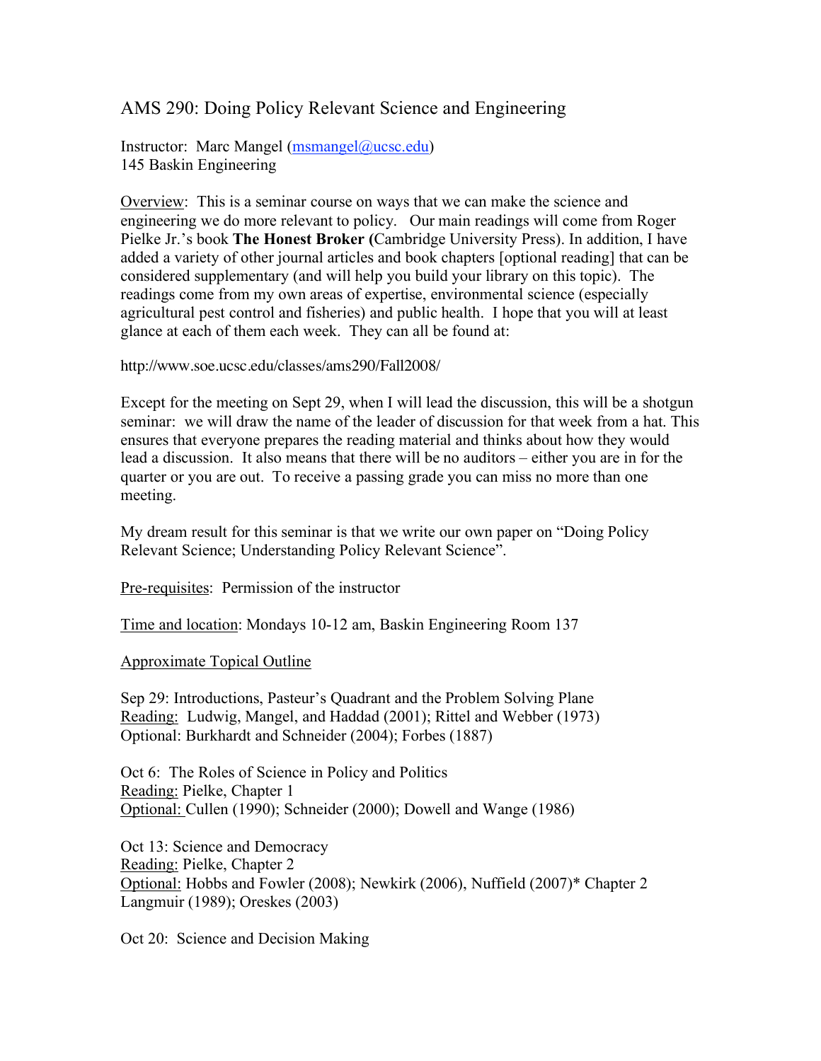# AMS 290: Doing Policy Relevant Science and Engineering

Instructor: Marc Mangel (msmangel@ucsc.edu)
145 Baskin Engineering

Overview: This is a seminar course on ways that we can make the science and engineering we do more relevant to policy. Our main readings will come from Roger Pielke Jr.'s book **The Honest Broker (**Cambridge University Press). In addition, I have added a variety of other journal articles and book chapters [optional reading] that can be considered supplementary (and will help you build your library on this topic). The readings come from my own areas of expertise, environmental science (especially agricultural pest control and fisheries) and public health. I hope that you will at least glance at each of them each week. They can all be found at:

http://www.soe.ucsc.edu/classes/ams290/Fall2008/

Except for the meeting on Sept 29, when I will lead the discussion, this will be a shotgun seminar: we will draw the name of the leader of discussion for that week from a hat. This ensures that everyone prepares the reading material and thinks about how they would lead a discussion. It also means that there will be no auditors – either you are in for the quarter or you are out. To receive a passing grade you can miss no more than one meeting.

My dream result for this seminar is that we write our own paper on "Doing Policy Relevant Science; Understanding Policy Relevant Science".

Pre-requisites: Permission of the instructor

Time and location: Mondays 10-12 am, Baskin Engineering Room 137

Approximate Topical Outline

Sep 29: Introductions, Pasteur's Quadrant and the Problem Solving Plane
Reading: Ludwig, Mangel, and Haddad (2001); Rittel and Webber (1973)
Optional: Burkhardt and Schneider (2004); Forbes (1887)

Oct 6: The Roles of Science in Policy and Politics
Reading: Pielke, Chapter 1
Optional: Cullen (1990); Schneider (2000); Dowell and Wange (1986)

Oct 13: Science and Democracy
Reading: Pielke, Chapter 2
Optional: Hobbs and Fowler (2008); Newkirk (2006), Nuffield (2007)* Chapter 2
Langmuir (1989); Oreskes (2003)

Oct 20: Science and Decision Making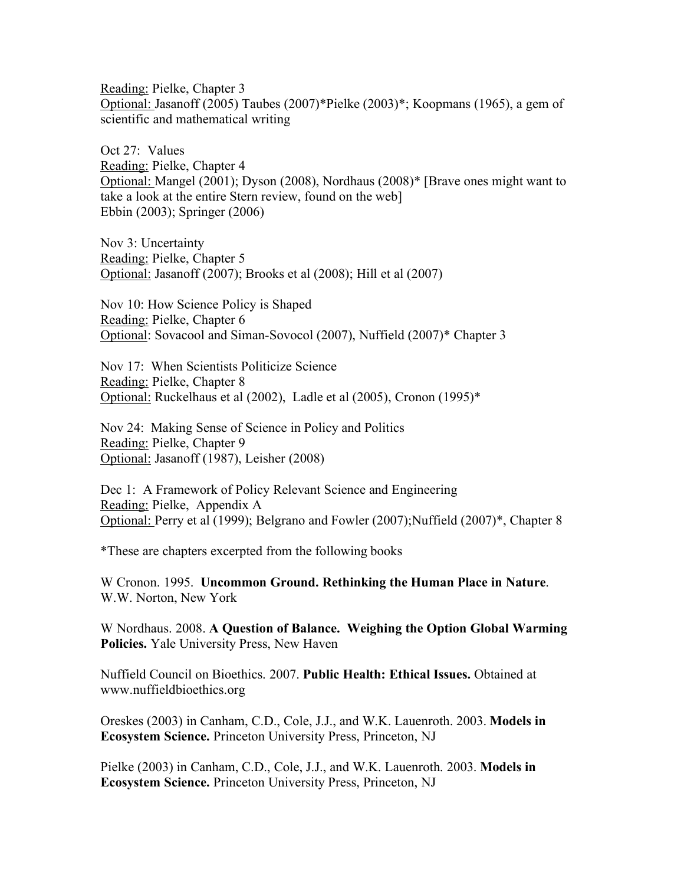Reading: Pielke, Chapter 3
Optional: Jasanoff (2005) Taubes (2007)*Pielke (2003)*; Koopmans (1965), a gem of scientific and mathematical writing

Oct 27: Values
Reading: Pielke, Chapter 4
Optional: Mangel (2001); Dyson (2008), Nordhaus (2008)* [Brave ones might want to take a look at the entire Stern review, found on the web]
Ebbin (2003); Springer (2006)

Nov 3: Uncertainty
Reading: Pielke, Chapter 5
Optional: Jasanoff (2007); Brooks et al (2008); Hill et al (2007)

Nov 10: How Science Policy is Shaped
Reading: Pielke, Chapter 6
Optional: Sovacool and Siman-Sovocol (2007), Nuffield (2007)* Chapter 3

Nov 17: When Scientists Politicize Science
Reading: Pielke, Chapter 8
Optional: Ruckelhaus et al (2002), Ladle et al (2005), Cronon (1995)*

Nov 24: Making Sense of Science in Policy and Politics
Reading: Pielke, Chapter 9
Optional: Jasanoff (1987), Leisher (2008)

Dec 1: A Framework of Policy Relevant Science and Engineering
Reading: Pielke, Appendix A
Optional: Perry et al (1999); Belgrano and Fowler (2007);Nuffield (2007)*, Chapter 8

*These are chapters excerpted from the following books

W Cronon. 1995. **Uncommon Ground. Rethinking the Human Place in Nature**. W.W. Norton, New York

W Nordhaus. 2008. **A Question of Balance. Weighing the Option Global Warming Policies.** Yale University Press, New Haven

Nuffield Council on Bioethics. 2007. **Public Health: Ethical Issues.** Obtained at www.nuffieldbioethics.org

Oreskes (2003) in Canham, C.D., Cole, J.J., and W.K. Lauenroth. 2003. **Models in Ecosystem Science.** Princeton University Press, Princeton, NJ

Pielke (2003) in Canham, C.D., Cole, J.J., and W.K. Lauenroth. 2003. **Models in Ecosystem Science.** Princeton University Press, Princeton, NJ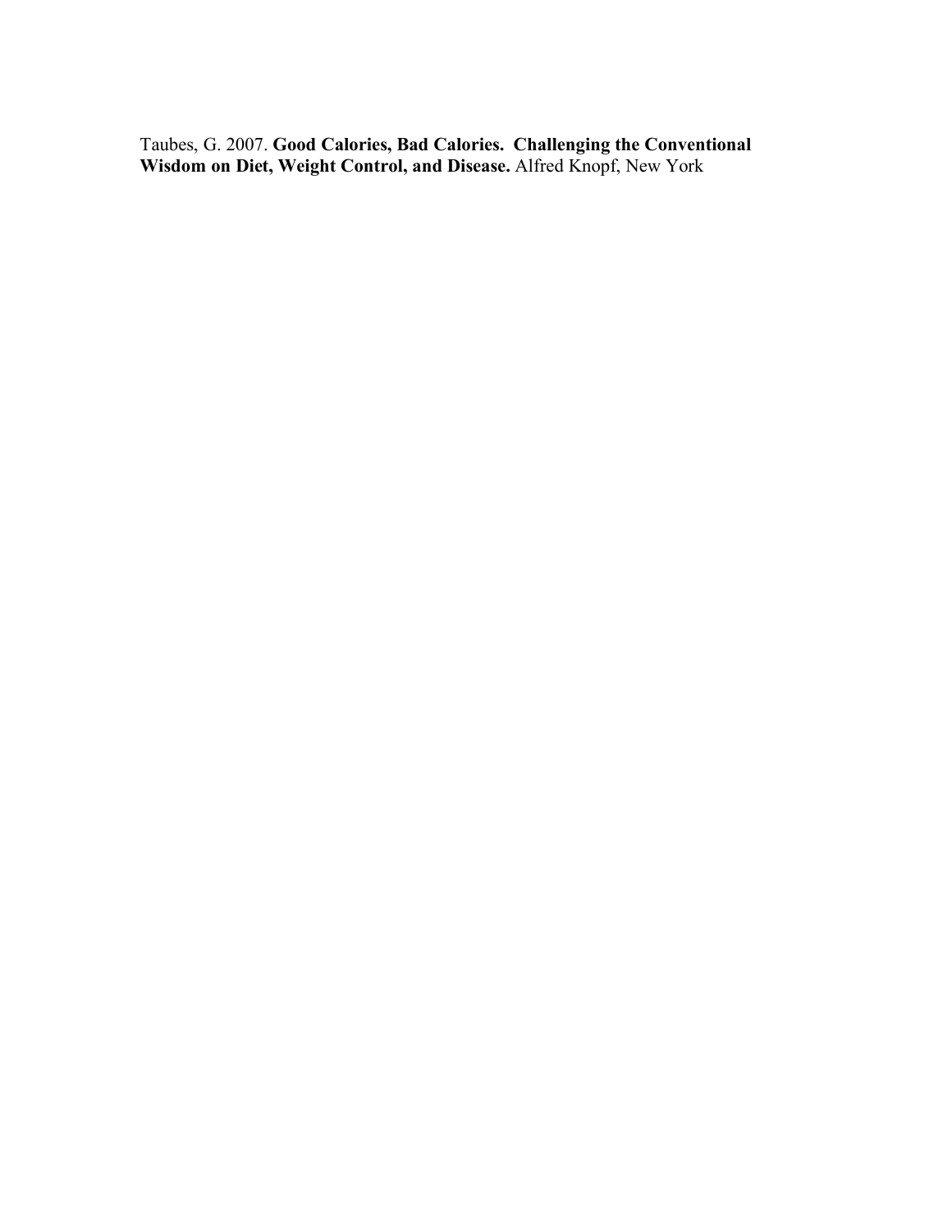Taubes, G. 2007. **Good Calories, Bad Calories. Challenging the Conventional Wisdom on Diet, Weight Control, and Disease.** Alfred Knopf, New York